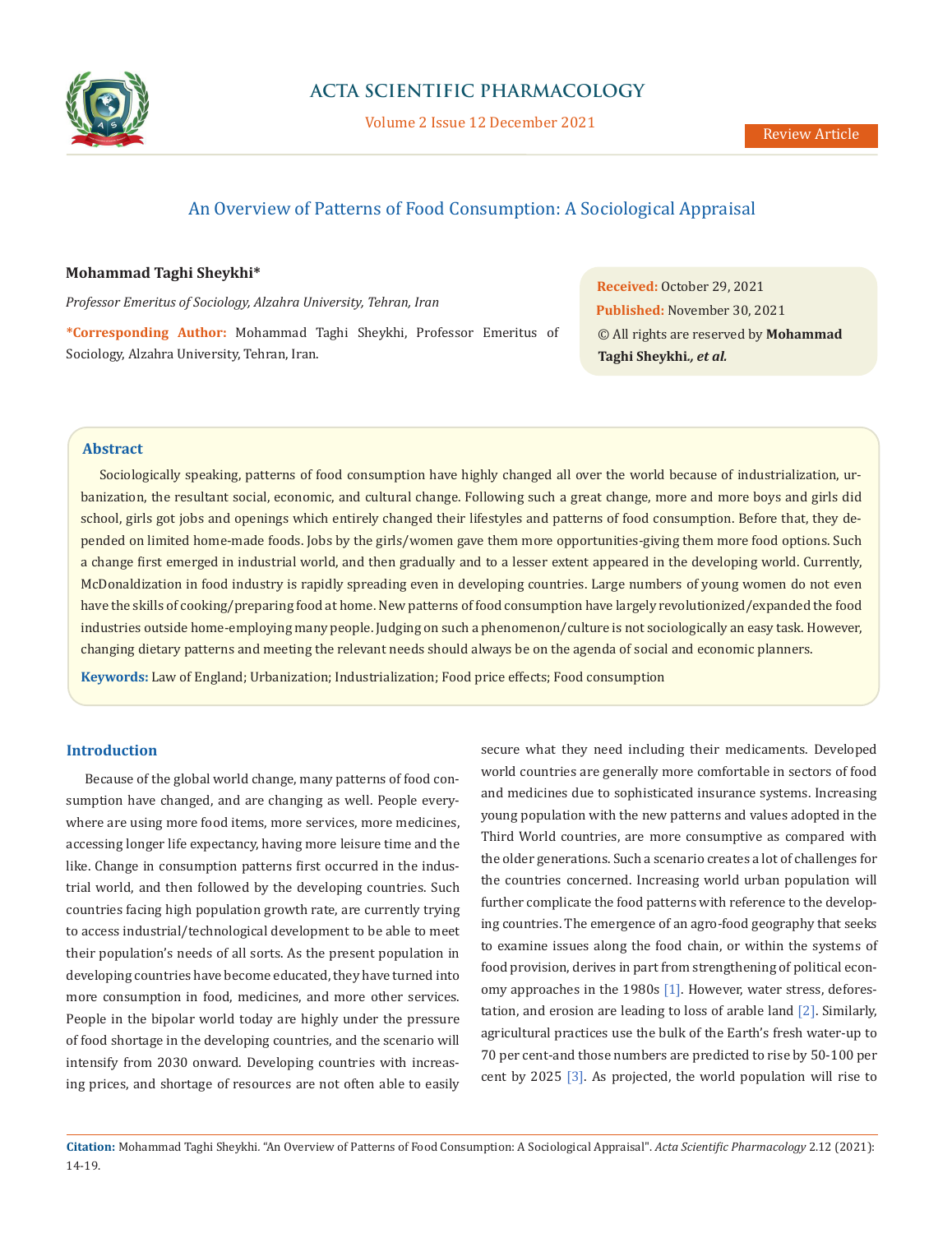# An Overview of Patterns of Food Consumption: A Sociological Appraisal

**Mohammad Taghi Sheykhi***

*Professor Emeritus of Sociology, Alzahra University, Tehran, Iran*

***Corresponding Author:** Mohammad Taghi Sheykhi, Professor Emeritus of Sociology, Alzahra University, Tehran, Iran.

**Received:** October 29, 2021
**Published:** November 30, 2021
© All rights are reserved by **Mohammad Taghi Sheykhi*., et al.***

## Abstract

Sociologically speaking, patterns of food consumption have highly changed all over the world because of industrialization, urbanization, the resultant social, economic, and cultural change. Following such a great change, more and more boys and girls did school, girls got jobs and openings which entirely changed their lifestyles and patterns of food consumption. Before that, they depended on limited home-made foods. Jobs by the girls/women gave them more opportunities-giving them more food options. Such a change first emerged in industrial world, and then gradually and to a lesser extent appeared in the developing world. Currently, McDonaldization in food industry is rapidly spreading even in developing countries. Large numbers of young women do not even have the skills of cooking/preparing food at home. New patterns of food consumption have largely revolutionized/expanded the food industries outside home-employing many people. Judging on such a phenomenon/culture is not sociologically an easy task. However, changing dietary patterns and meeting the relevant needs should always be on the agenda of social and economic planners.

**Keywords:** Law of England; Urbanization; Industrialization; Food price effects; Food consumption

## Introduction

Because of the global world change, many patterns of food consumption have changed, and are changing as well. People everywhere are using more food items, more services, more medicines, accessing longer life expectancy, having more leisure time and the like. Change in consumption patterns first occurred in the industrial world, and then followed by the developing countries. Such countries facing high population growth rate, are currently trying to access industrial/technological development to be able to meet their population's needs of all sorts. As the present population in developing countries have become educated, they have turned into more consumption in food, medicines, and more other services. People in the bipolar world today are highly under the pressure of food shortage in the developing countries, and the scenario will intensify from 2030 onward. Developing countries with increasing prices, and shortage of resources are not often able to easily secure what they need including their medicaments. Developed world countries are generally more comfortable in sectors of food and medicines due to sophisticated insurance systems. Increasing young population with the new patterns and values adopted in the Third World countries, are more consumptive as compared with the older generations. Such a scenario creates a lot of challenges for the countries concerned. Increasing world urban population will further complicate the food patterns with reference to the developing countries. The emergence of an agro-food geography that seeks to examine issues along the food chain, or within the systems of food provision, derives in part from strengthening of political economy approaches in the 1980s [1]. However, water stress, deforestation, and erosion are leading to loss of arable land [2]. Similarly, agricultural practices use the bulk of the Earth's fresh water-up to 70 per cent-and those numbers are predicted to rise by 50-100 per cent by 2025 [3]. As projected, the world population will rise to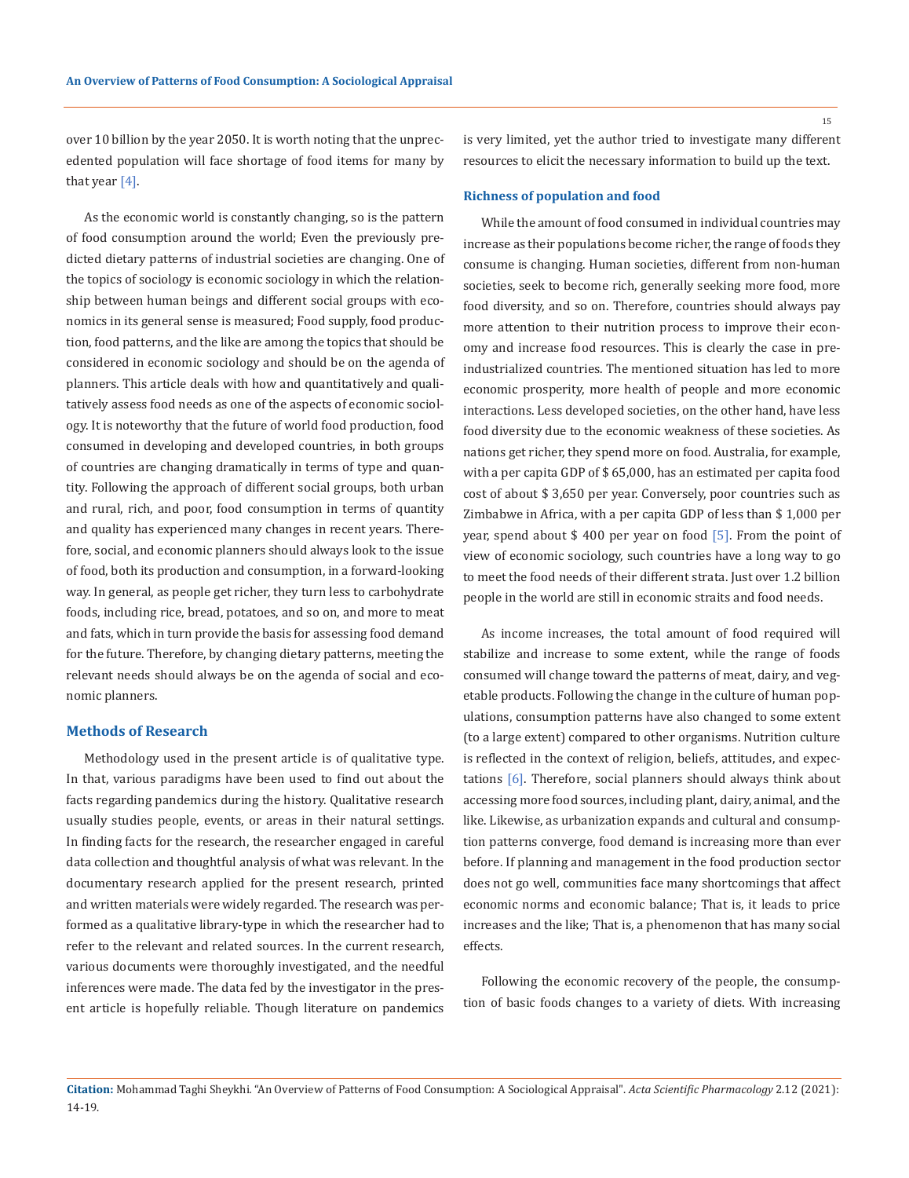over 10 billion by the year 2050. It is worth noting that the unprecedented population will face shortage of food items for many by that year [4].

As the economic world is constantly changing, so is the pattern of food consumption around the world; Even the previously predicted dietary patterns of industrial societies are changing. One of the topics of sociology is economic sociology in which the relationship between human beings and different social groups with economics in its general sense is measured; Food supply, food production, food patterns, and the like are among the topics that should be considered in economic sociology and should be on the agenda of planners. This article deals with how and quantitatively and qualitatively assess food needs as one of the aspects of economic sociology. It is noteworthy that the future of world food production, food consumed in developing and developed countries, in both groups of countries are changing dramatically in terms of type and quantity. Following the approach of different social groups, both urban and rural, rich, and poor, food consumption in terms of quantity and quality has experienced many changes in recent years. Therefore, social, and economic planners should always look to the issue of food, both its production and consumption, in a forward-looking way. In general, as people get richer, they turn less to carbohydrate foods, including rice, bread, potatoes, and so on, and more to meat and fats, which in turn provide the basis for assessing food demand for the future. Therefore, by changing dietary patterns, meeting the relevant needs should always be on the agenda of social and economic planners.

## Methods of Research

Methodology used in the present article is of qualitative type. In that, various paradigms have been used to find out about the facts regarding pandemics during the history. Qualitative research usually studies people, events, or areas in their natural settings. In finding facts for the research, the researcher engaged in careful data collection and thoughtful analysis of what was relevant. In the documentary research applied for the present research, printed and written materials were widely regarded. The research was performed as a qualitative library-type in which the researcher had to refer to the relevant and related sources. In the current research, various documents were thoroughly investigated, and the needful inferences were made. The data fed by the investigator in the present article is hopefully reliable. Though literature on pandemics is very limited, yet the author tried to investigate many different resources to elicit the necessary information to build up the text.

## Richness of population and food

While the amount of food consumed in individual countries may increase as their populations become richer, the range of foods they consume is changing. Human societies, different from non-human societies, seek to become rich, generally seeking more food, more food diversity, and so on. Therefore, countries should always pay more attention to their nutrition process to improve their economy and increase food resources. This is clearly the case in pre-industrialized countries. The mentioned situation has led to more economic prosperity, more health of people and more economic interactions. Less developed societies, on the other hand, have less food diversity due to the economic weakness of these societies. As nations get richer, they spend more on food. Australia, for example, with a per capita GDP of $ 65,000, has an estimated per capita food cost of about $ 3,650 per year. Conversely, poor countries such as Zimbabwe in Africa, with a per capita GDP of less than $ 1,000 per year, spend about $ 400 per year on food [5]. From the point of view of economic sociology, such countries have a long way to go to meet the food needs of their different strata. Just over 1.2 billion people in the world are still in economic straits and food needs.

As income increases, the total amount of food required will stabilize and increase to some extent, while the range of foods consumed will change toward the patterns of meat, dairy, and vegetable products. Following the change in the culture of human populations, consumption patterns have also changed to some extent (to a large extent) compared to other organisms. Nutrition culture is reflected in the context of religion, beliefs, attitudes, and expectations [6]. Therefore, social planners should always think about accessing more food sources, including plant, dairy, animal, and the like. Likewise, as urbanization expands and cultural and consumption patterns converge, food demand is increasing more than ever before. If planning and management in the food production sector does not go well, communities face many shortcomings that affect economic norms and economic balance; That is, it leads to price increases and the like; That is, a phenomenon that has many social effects.

Following the economic recovery of the people, the consumption of basic foods changes to a variety of diets. With increasing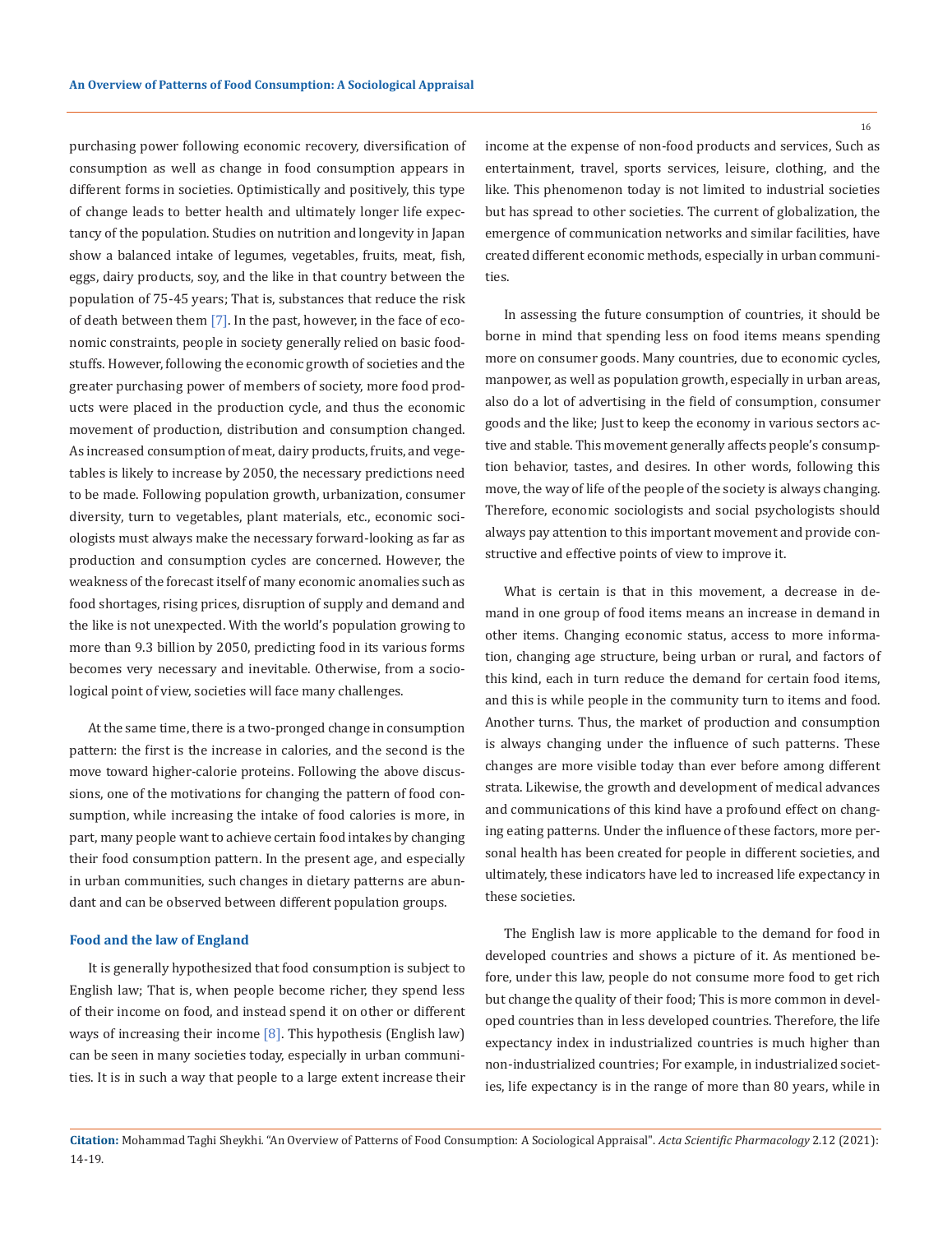purchasing power following economic recovery, diversification of consumption as well as change in food consumption appears in different forms in societies. Optimistically and positively, this type of change leads to better health and ultimately longer life expectancy of the population. Studies on nutrition and longevity in Japan show a balanced intake of legumes, vegetables, fruits, meat, fish, eggs, dairy products, soy, and the like in that country between the population of 75-45 years; That is, substances that reduce the risk of death between them [7]. In the past, however, in the face of economic constraints, people in society generally relied on basic foodstuffs. However, following the economic growth of societies and the greater purchasing power of members of society, more food products were placed in the production cycle, and thus the economic movement of production, distribution and consumption changed. As increased consumption of meat, dairy products, fruits, and vegetables is likely to increase by 2050, the necessary predictions need to be made. Following population growth, urbanization, consumer diversity, turn to vegetables, plant materials, etc., economic sociologists must always make the necessary forward-looking as far as production and consumption cycles are concerned. However, the weakness of the forecast itself of many economic anomalies such as food shortages, rising prices, disruption of supply and demand and the like is not unexpected. With the world's population growing to more than 9.3 billion by 2050, predicting food in its various forms becomes very necessary and inevitable. Otherwise, from a sociological point of view, societies will face many challenges.

At the same time, there is a two-pronged change in consumption pattern: the first is the increase in calories, and the second is the move toward higher-calorie proteins. Following the above discussions, one of the motivations for changing the pattern of food consumption, while increasing the intake of food calories is more, in part, many people want to achieve certain food intakes by changing their food consumption pattern. In the present age, and especially in urban communities, such changes in dietary patterns are abundant and can be observed between different population groups.

## Food and the law of England

It is generally hypothesized that food consumption is subject to English law; That is, when people become richer, they spend less of their income on food, and instead spend it on other or different ways of increasing their income [8]. This hypothesis (English law) can be seen in many societies today, especially in urban communities. It is in such a way that people to a large extent increase their income at the expense of non-food products and services, Such as entertainment, travel, sports services, leisure, clothing, and the like. This phenomenon today is not limited to industrial societies but has spread to other societies. The current of globalization, the emergence of communication networks and similar facilities, have created different economic methods, especially in urban communities.

In assessing the future consumption of countries, it should be borne in mind that spending less on food items means spending more on consumer goods. Many countries, due to economic cycles, manpower, as well as population growth, especially in urban areas, also do a lot of advertising in the field of consumption, consumer goods and the like; Just to keep the economy in various sectors active and stable. This movement generally affects people's consumption behavior, tastes, and desires. In other words, following this move, the way of life of the people of the society is always changing. Therefore, economic sociologists and social psychologists should always pay attention to this important movement and provide constructive and effective points of view to improve it.

What is certain is that in this movement, a decrease in demand in one group of food items means an increase in demand in other items. Changing economic status, access to more information, changing age structure, being urban or rural, and factors of this kind, each in turn reduce the demand for certain food items, and this is while people in the community turn to items and food. Another turns. Thus, the market of production and consumption is always changing under the influence of such patterns. These changes are more visible today than ever before among different strata. Likewise, the growth and development of medical advances and communications of this kind have a profound effect on changing eating patterns. Under the influence of these factors, more personal health has been created for people in different societies, and ultimately, these indicators have led to increased life expectancy in these societies.

The English law is more applicable to the demand for food in developed countries and shows a picture of it. As mentioned before, under this law, people do not consume more food to get rich but change the quality of their food; This is more common in developed countries than in less developed countries. Therefore, the life expectancy index in industrialized countries is much higher than non-industrialized countries; For example, in industrialized societies, life expectancy is in the range of more than 80 years, while in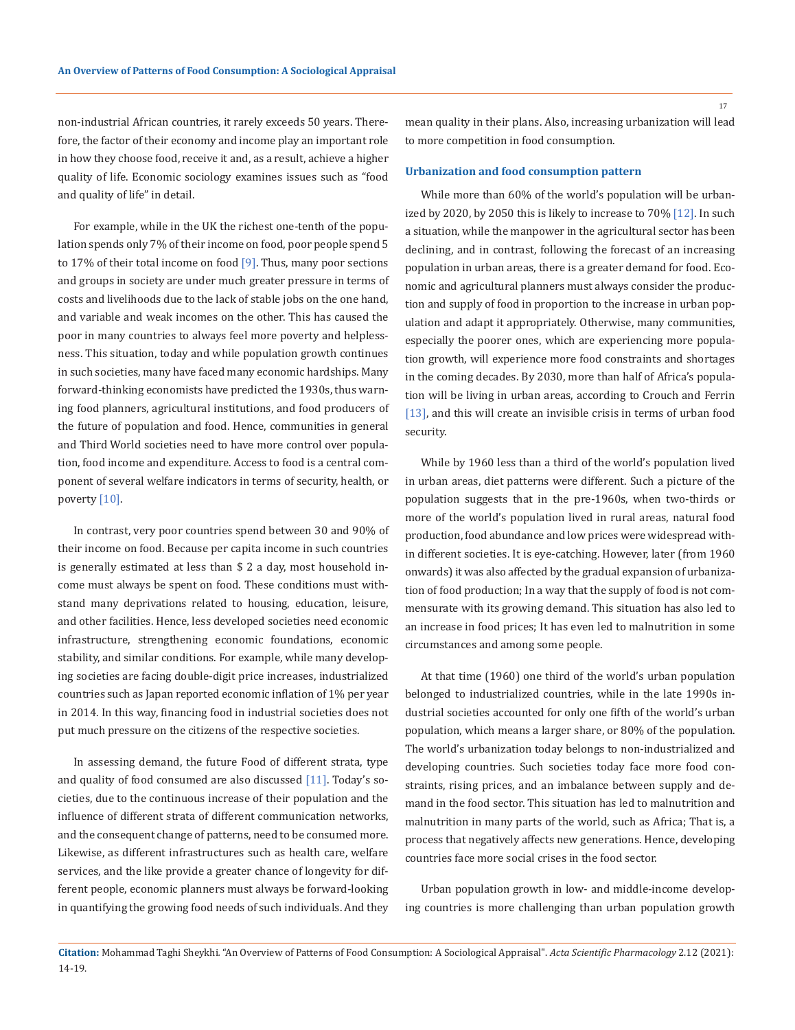non-industrial African countries, it rarely exceeds 50 years. Therefore, the factor of their economy and income play an important role in how they choose food, receive it and, as a result, achieve a higher quality of life. Economic sociology examines issues such as "food and quality of life" in detail.

For example, while in the UK the richest one-tenth of the population spends only 7% of their income on food, poor people spend 5 to 17% of their total income on food [9]. Thus, many poor sections and groups in society are under much greater pressure in terms of costs and livelihoods due to the lack of stable jobs on the one hand, and variable and weak incomes on the other. This has caused the poor in many countries to always feel more poverty and helplessness. This situation, today and while population growth continues in such societies, many have faced many economic hardships. Many forward-thinking economists have predicted the 1930s, thus warning food planners, agricultural institutions, and food producers of the future of population and food. Hence, communities in general and Third World societies need to have more control over population, food income and expenditure. Access to food is a central component of several welfare indicators in terms of security, health, or poverty [10].

In contrast, very poor countries spend between 30 and 90% of their income on food. Because per capita income in such countries is generally estimated at less than $ 2 a day, most household income must always be spent on food. These conditions must withstand many deprivations related to housing, education, leisure, and other facilities. Hence, less developed societies need economic infrastructure, strengthening economic foundations, economic stability, and similar conditions. For example, while many developing societies are facing double-digit price increases, industrialized countries such as Japan reported economic inflation of 1% per year in 2014. In this way, financing food in industrial societies does not put much pressure on the citizens of the respective societies.

In assessing demand, the future Food of different strata, type and quality of food consumed are also discussed [11]. Today's societies, due to the continuous increase of their population and the influence of different strata of different communication networks, and the consequent change of patterns, need to be consumed more. Likewise, as different infrastructures such as health care, welfare services, and the like provide a greater chance of longevity for different people, economic planners must always be forward-looking in quantifying the growing food needs of such individuals. And they mean quality in their plans. Also, increasing urbanization will lead to more competition in food consumption.

### Urbanization and food consumption pattern

While more than 60% of the world's population will be urbanized by 2020, by 2050 this is likely to increase to 70% [12]. In such a situation, while the manpower in the agricultural sector has been declining, and in contrast, following the forecast of an increasing population in urban areas, there is a greater demand for food. Economic and agricultural planners must always consider the production and supply of food in proportion to the increase in urban population and adapt it appropriately. Otherwise, many communities, especially the poorer ones, which are experiencing more population growth, will experience more food constraints and shortages in the coming decades. By 2030, more than half of Africa's population will be living in urban areas, according to Crouch and Ferrin [13], and this will create an invisible crisis in terms of urban food security.

While by 1960 less than a third of the world's population lived in urban areas, diet patterns were different. Such a picture of the population suggests that in the pre-1960s, when two-thirds or more of the world's population lived in rural areas, natural food production, food abundance and low prices were widespread within different societies. It is eye-catching. However, later (from 1960 onwards) it was also affected by the gradual expansion of urbanization of food production; In a way that the supply of food is not commensurate with its growing demand. This situation has also led to an increase in food prices; It has even led to malnutrition in some circumstances and among some people.

At that time (1960) one third of the world's urban population belonged to industrialized countries, while in the late 1990s industrial societies accounted for only one fifth of the world's urban population, which means a larger share, or 80% of the population. The world's urbanization today belongs to non-industrialized and developing countries. Such societies today face more food constraints, rising prices, and an imbalance between supply and demand in the food sector. This situation has led to malnutrition and malnutrition in many parts of the world, such as Africa; That is, a process that negatively affects new generations. Hence, developing countries face more social crises in the food sector.

Urban population growth in low- and middle-income developing countries is more challenging than urban population growth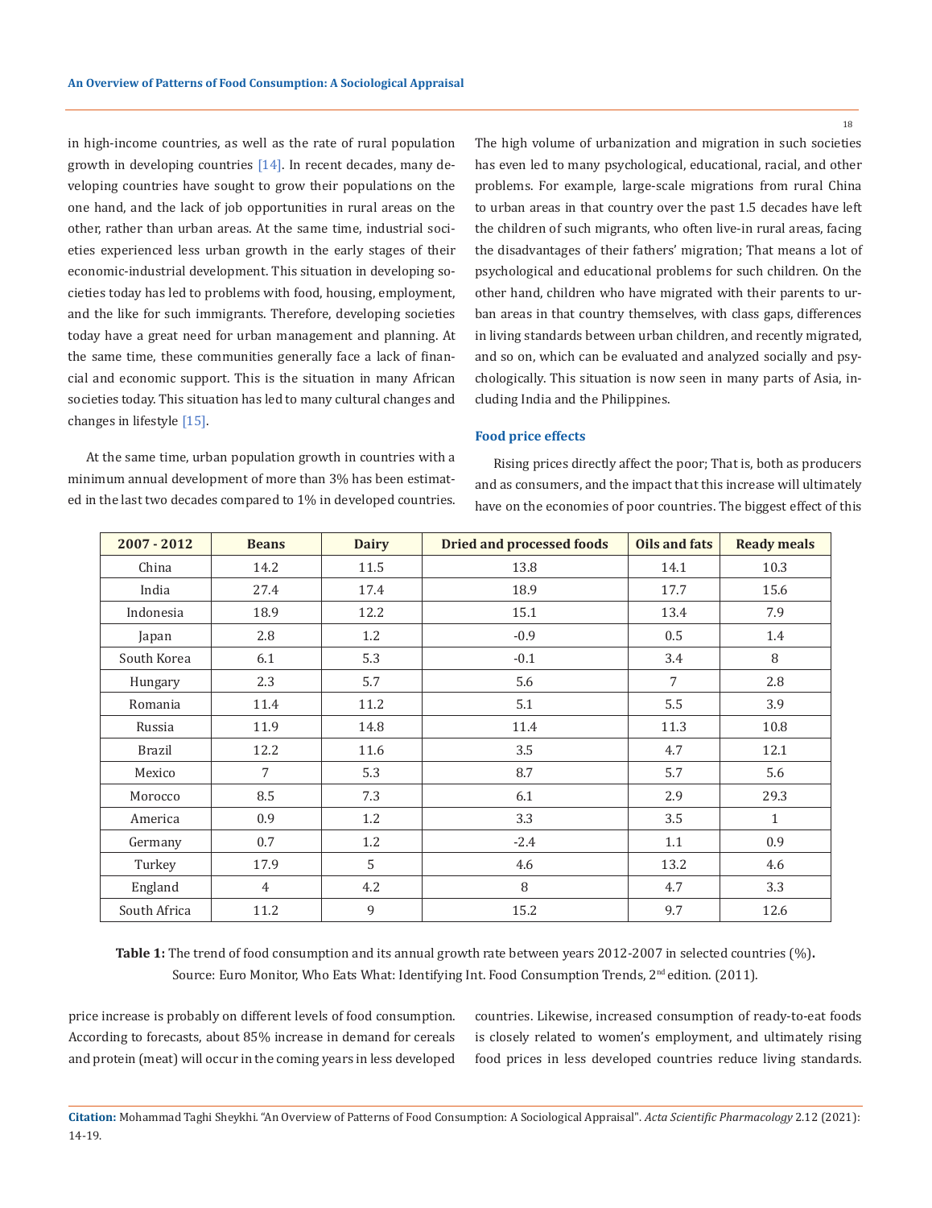in high-income countries, as well as the rate of rural population growth in developing countries [14]. In recent decades, many developing countries have sought to grow their populations on the one hand, and the lack of job opportunities in rural areas on the other, rather than urban areas. At the same time, industrial societies experienced less urban growth in the early stages of their economic-industrial development. This situation in developing societies today has led to problems with food, housing, employment, and the like for such immigrants. Therefore, developing societies today have a great need for urban management and planning. At the same time, these communities generally face a lack of financial and economic support. This is the situation in many African societies today. This situation has led to many cultural changes and changes in lifestyle [15].

At the same time, urban population growth in countries with a minimum annual development of more than 3% has been estimated in the last two decades compared to 1% in developed countries. The high volume of urbanization and migration in such societies has even led to many psychological, educational, racial, and other problems. For example, large-scale migrations from rural China to urban areas in that country over the past 1.5 decades have left the children of such migrants, who often live-in rural areas, facing the disadvantages of their fathers' migration; That means a lot of psychological and educational problems for such children. On the other hand, children who have migrated with their parents to urban areas in that country themselves, with class gaps, differences in living standards between urban children, and recently migrated, and so on, which can be evaluated and analyzed socially and psychologically. This situation is now seen in many parts of Asia, including India and the Philippines.

### Food price effects

Rising prices directly affect the poor; That is, both as producers and as consumers, and the impact that this increase will ultimately have on the economies of poor countries. The biggest effect of this price increase is probably on different levels of food consumption. According to forecasts, about 85% increase in demand for cereals and protein (meat) will occur in the coming years in less developed countries. Likewise, increased consumption of ready-to-eat foods is closely related to women's employment, and ultimately rising food prices in less developed countries reduce living standards.

| 2007 - 2012 | Beans | Dairy | Dried and processed foods | Oils and fats | Ready meals |
|---|---|---|---|---|---|
| China | 14.2 | 11.5 | 13.8 | 14.1 | 10.3 |
| India | 27.4 | 17.4 | 18.9 | 17.7 | 15.6 |
| Indonesia | 18.9 | 12.2 | 15.1 | 13.4 | 7.9 |
| Japan | 2.8 | 1.2 | -0.9 | 0.5 | 1.4 |
| South Korea | 6.1 | 5.3 | -0.1 | 3.4 | 8 |
| Hungary | 2.3 | 5.7 | 5.6 | 7 | 2.8 |
| Romania | 11.4 | 11.2 | 5.1 | 5.5 | 3.9 |
| Russia | 11.9 | 14.8 | 11.4 | 11.3 | 10.8 |
| Brazil | 12.2 | 11.6 | 3.5 | 4.7 | 12.1 |
| Mexico | 7 | 5.3 | 8.7 | 5.7 | 5.6 |
| Morocco | 8.5 | 7.3 | 6.1 | 2.9 | 29.3 |
| America | 0.9 | 1.2 | 3.3 | 3.5 | 1 |
| Germany | 0.7 | 1.2 | -2.4 | 1.1 | 0.9 |
| Turkey | 17.9 | 5 | 4.6 | 13.2 | 4.6 |
| England | 4 | 4.2 | 8 | 4.7 | 3.3 |
| South Africa | 11.2 | 9 | 15.2 | 9.7 | 12.6 |

**Table 1:** The trend of food consumption and its annual growth rate between years 2012-2007 in selected countries (%). Source: Euro Monitor, Who Eats What: Identifying Int. Food Consumption Trends, 2nd edition. (2011).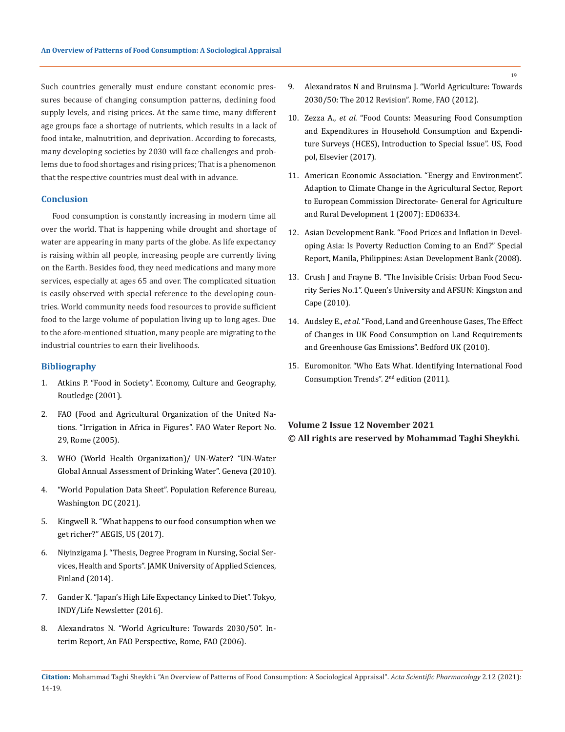Such countries generally must endure constant economic pressures because of changing consumption patterns, declining food supply levels, and rising prices. At the same time, many different age groups face a shortage of nutrients, which results in a lack of food intake, malnutrition, and deprivation. According to forecasts, many developing societies by 2030 will face challenges and problems due to food shortages and rising prices; That is a phenomenon that the respective countries must deal with in advance.

## Conclusion

Food consumption is constantly increasing in modern time all over the world. That is happening while drought and shortage of water are appearing in many parts of the globe. As life expectancy is raising within all people, increasing people are currently living on the Earth. Besides food, they need medications and many more services, especially at ages 65 and over. The complicated situation is easily observed with special reference to the developing countries. World community needs food resources to provide sufficient food to the large volume of population living up to long ages. Due to the afore-mentioned situation, many people are migrating to the industrial countries to earn their livelihoods.

## Bibliography

1. Atkins P. "Food in Society". Economy, Culture and Geography, Routledge (2001).
2. FAO (Food and Agricultural Organization of the United Nations. "Irrigation in Africa in Figures". FAO Water Report No. 29, Rome (2005).
3. WHO (World Health Organization)/ UN-Water? "UN-Water Global Annual Assessment of Drinking Water". Geneva (2010).
4. "World Population Data Sheet". Population Reference Bureau, Washington DC (2021).
5. Kingwell R. "What happens to our food consumption when we get richer?" AEGIS, US (2017).
6. Niyinzigama J. "Thesis, Degree Program in Nursing, Social Services, Health and Sports". JAMK University of Applied Sciences, Finland (2014).
7. Gander K. "Japan's High Life Expectancy Linked to Diet". Tokyo, INDY/Life Newsletter (2016).
8. Alexandratos N. "World Agriculture: Towards 2030/50". Interim Report, An FAO Perspective, Rome, FAO (2006).
9. Alexandratos N and Bruinsma J. "World Agriculture: Towards 2030/50: The 2012 Revision". Rome, FAO (2012).
10. Zezza A., *et al*. "Food Counts: Measuring Food Consumption and Expenditures in Household Consumption and Expenditure Surveys (HCES), Introduction to Special Issue". US, Food pol, Elsevier (2017).
11. American Economic Association. "Energy and Environment". Adaption to Climate Change in the Agricultural Sector, Report to European Commission Directorate- General for Agriculture and Rural Development 1 (2007): ED06334.
12. Asian Development Bank. "Food Prices and Inflation in Developing Asia: Is Poverty Reduction Coming to an End?" Special Report, Manila, Philippines: Asian Development Bank (2008).
13. Crush J and Frayne B. "The Invisible Crisis: Urban Food Security Series No.1". Queen's University and AFSUN: Kingston and Cape (2010).
14. Audsley E., *et al.* "Food, Land and Greenhouse Gases, The Effect of Changes in UK Food Consumption on Land Requirements and Greenhouse Gas Emissions". Bedford UK (2010).
15. Euromonitor. "Who Eats What. Identifying International Food Consumption Trends". 2nd edition (2011).

**© All rights are reserved by Mohammad Taghi Sheykhi.**